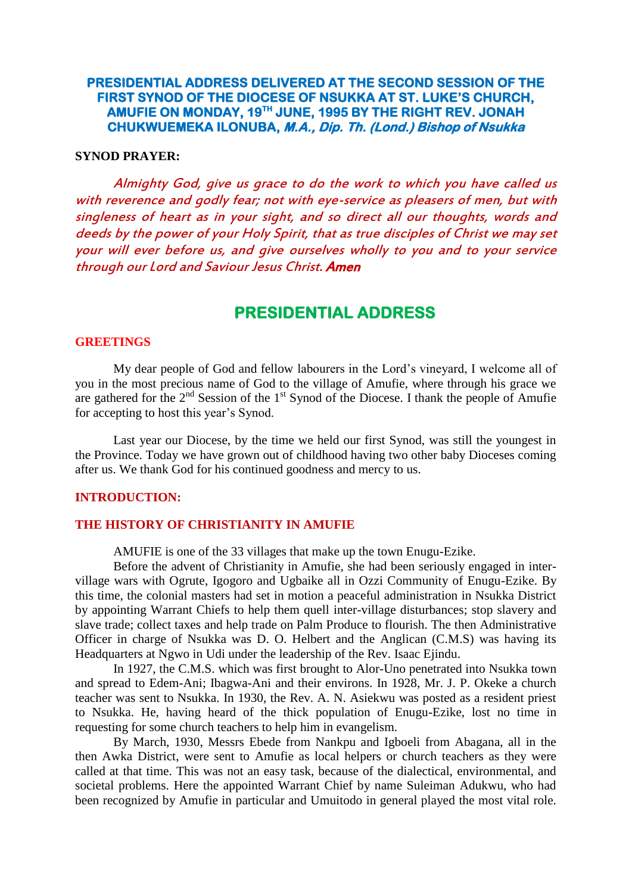# PRESIDENTIAL ADDRESS DELIVERED AT THE SECOND SESSION OF THE FIRST SYNOD OF THE DIOCESE OF NSUKKA AT ST. LUKE'S CHURCH, AMUFIE ON MONDAY, 19TH JUNE, 1995 BY THE RIGHT REV. JONAH CHUKWUEMEKA ILONUBA, *M.A., Dip. Th. (Lond.) Bishop of Nsukka*

**SYNOD PRAYER:**

*Almighty God, give us grace to do the work to which you have called us with reverence and godly fear; not with eye-service as pleasers of men, but with singleness of heart as in your sight, and so direct all our thoughts, words and deeds by the power of your Holy Spirit, that as true disciples of Christ we may set your will ever before us, and give ourselves wholly to you and to your service through our Lord and Saviour Jesus Christ.* ***Amen***

## PRESIDENTIAL ADDRESS

### GREETINGS

My dear people of God and fellow labourers in the Lord's vineyard, I welcome all of you in the most precious name of God to the village of Amufie, where through his grace we are gathered for the 2nd Session of the 1st Synod of the Diocese. I thank the people of Amufie for accepting to host this year's Synod.

Last year our Diocese, by the time we held our first Synod, was still the youngest in the Province. Today we have grown out of childhood having two other baby Dioceses coming after us. We thank God for his continued goodness and mercy to us.

### INTRODUCTION:

### THE HISTORY OF CHRISTIANITY IN AMUFIE

AMUFIE is one of the 33 villages that make up the town Enugu-Ezike.

Before the advent of Christianity in Amufie, she had been seriously engaged in inter-village wars with Ogrute, Igogoro and Ugbaike all in Ozzi Community of Enugu-Ezike. By this time, the colonial masters had set in motion a peaceful administration in Nsukka District by appointing Warrant Chiefs to help them quell inter-village disturbances; stop slavery and slave trade; collect taxes and help trade on Palm Produce to flourish. The then Administrative Officer in charge of Nsukka was D. O. Helbert and the Anglican (C.M.S) was having its Headquarters at Ngwo in Udi under the leadership of the Rev. Isaac Ejindu.

In 1927, the C.M.S. which was first brought to Alor-Uno penetrated into Nsukka town and spread to Edem-Ani; Ibagwa-Ani and their environs. In 1928, Mr. J. P. Okeke a church teacher was sent to Nsukka. In 1930, the Rev. A. N. Asiekwu was posted as a resident priest to Nsukka. He, having heard of the thick population of Enugu-Ezike, lost no time in requesting for some church teachers to help him in evangelism.

By March, 1930, Messrs Ebede from Nankpu and Igboeli from Abagana, all in the then Awka District, were sent to Amufie as local helpers or church teachers as they were called at that time. This was not an easy task, because of the dialectical, environmental, and societal problems. Here the appointed Warrant Chief by name Suleiman Adukwu, who had been recognized by Amufie in particular and Umuitodo in general played the most vital role.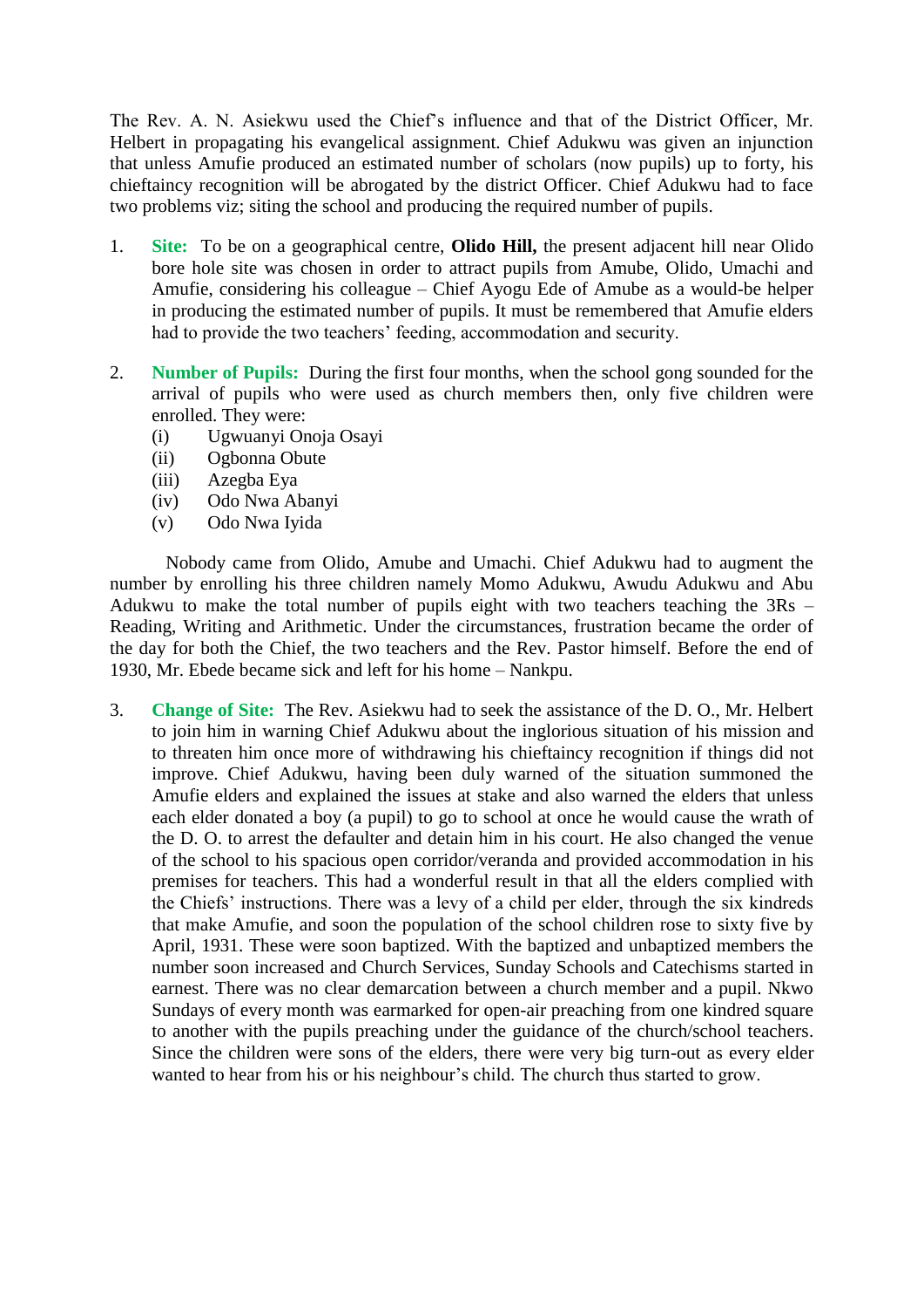The Rev. A. N. Asiekwu used the Chief's influence and that of the District Officer, Mr. Helbert in propagating his evangelical assignment. Chief Adukwu was given an injunction that unless Amufie produced an estimated number of scholars (now pupils) up to forty, his chieftaincy recognition will be abrogated by the district Officer. Chief Adukwu had to face two problems viz; siting the school and producing the required number of pupils.

1. **Site:** To be on a geographical centre, **Olido Hill,** the present adjacent hill near Olido bore hole site was chosen in order to attract pupils from Amube, Olido, Umachi and Amufie, considering his colleague – Chief Ayogu Ede of Amube as a would-be helper in producing the estimated number of pupils. It must be remembered that Amufie elders had to provide the two teachers' feeding, accommodation and security.

2. **Number of Pupils:** During the first four months, when the school gong sounded for the arrival of pupils who were used as church members then, only five children were enrolled. They were:
   (i) Ugwuanyi Onoja Osayi
   (ii) Ogbonna Obute
   (iii) Azegba Eya
   (iv) Odo Nwa Abanyi
   (v) Odo Nwa Iyida

Nobody came from Olido, Amube and Umachi. Chief Adukwu had to augment the number by enrolling his three children namely Momo Adukwu, Awudu Adukwu and Abu Adukwu to make the total number of pupils eight with two teachers teaching the 3Rs – Reading, Writing and Arithmetic. Under the circumstances, frustration became the order of the day for both the Chief, the two teachers and the Rev. Pastor himself. Before the end of 1930, Mr. Ebede became sick and left for his home – Nankpu.

3. **Change of Site:** The Rev. Asiekwu had to seek the assistance of the D. O., Mr. Helbert to join him in warning Chief Adukwu about the inglorious situation of his mission and to threaten him once more of withdrawing his chieftaincy recognition if things did not improve. Chief Adukwu, having been duly warned of the situation summoned the Amufie elders and explained the issues at stake and also warned the elders that unless each elder donated a boy (a pupil) to go to school at once he would cause the wrath of the D. O. to arrest the defaulter and detain him in his court. He also changed the venue of the school to his spacious open corridor/veranda and provided accommodation in his premises for teachers. This had a wonderful result in that all the elders complied with the Chiefs' instructions. There was a levy of a child per elder, through the six kindreds that make Amufie, and soon the population of the school children rose to sixty five by April, 1931. These were soon baptized. With the baptized and unbaptized members the number soon increased and Church Services, Sunday Schools and Catechisms started in earnest. There was no clear demarcation between a church member and a pupil. Nkwo Sundays of every month was earmarked for open-air preaching from one kindred square to another with the pupils preaching under the guidance of the church/school teachers. Since the children were sons of the elders, there were very big turn-out as every elder wanted to hear from his or his neighbour's child. The church thus started to grow.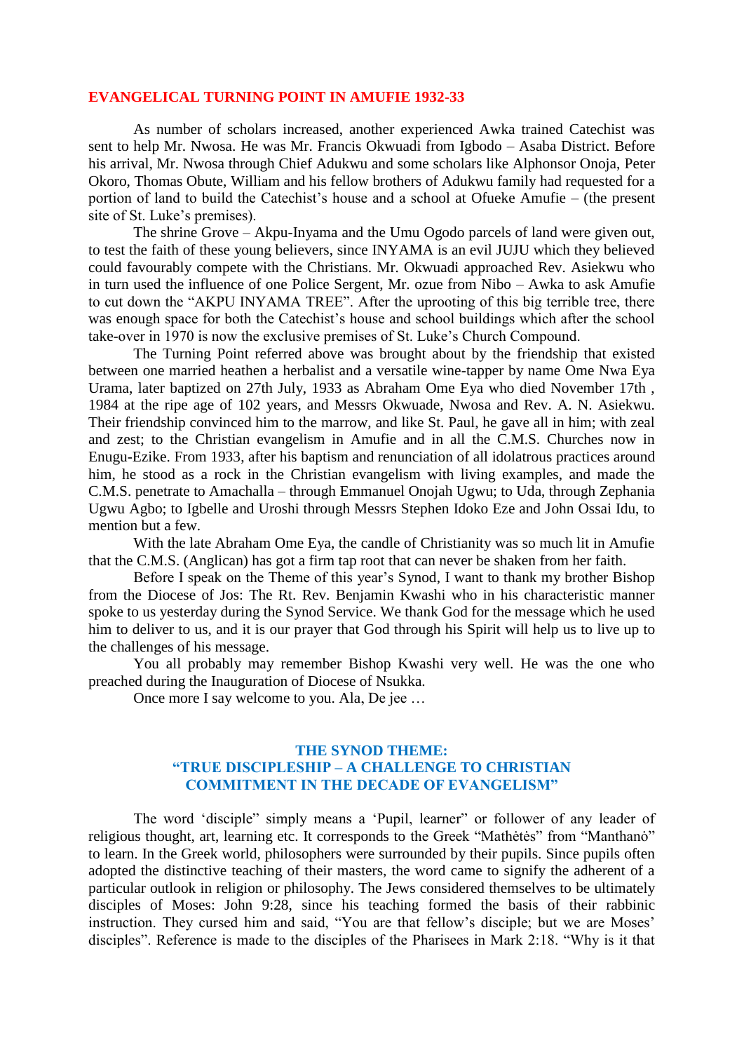## EVANGELICAL TURNING POINT IN AMUFIE 1932-33

As number of scholars increased, another experienced Awka trained Catechist was sent to help Mr. Nwosa. He was Mr. Francis Okwuadi from Igbodo – Asaba District. Before his arrival, Mr. Nwosa through Chief Adukwu and some scholars like Alphonsor Onoja, Peter Okoro, Thomas Obute, William and his fellow brothers of Adukwu family had requested for a portion of land to build the Catechist's house and a school at Ofueke Amufie – (the present site of St. Luke's premises).

The shrine Grove – Akpu-Inyama and the Umu Ogodo parcels of land were given out, to test the faith of these young believers, since INYAMA is an evil JUJU which they believed could favourably compete with the Christians. Mr. Okwuadi approached Rev. Asiekwu who in turn used the influence of one Police Sergent, Mr. ozue from Nibo – Awka to ask Amufie to cut down the "AKPU INYAMA TREE". After the uprooting of this big terrible tree, there was enough space for both the Catechist's house and school buildings which after the school take-over in 1970 is now the exclusive premises of St. Luke's Church Compound.

The Turning Point referred above was brought about by the friendship that existed between one married heathen a herbalist and a versatile wine-tapper by name Ome Nwa Eya Urama, later baptized on 27th July, 1933 as Abraham Ome Eya who died November 17th , 1984 at the ripe age of 102 years, and Messrs Okwuade, Nwosa and Rev. A. N. Asiekwu. Their friendship convinced him to the marrow, and like St. Paul, he gave all in him; with zeal and zest; to the Christian evangelism in Amufie and in all the C.M.S. Churches now in Enugu-Ezike. From 1933, after his baptism and renunciation of all idolatrous practices around him, he stood as a rock in the Christian evangelism with living examples, and made the C.M.S. penetrate to Amachalla – through Emmanuel Onojah Ugwu; to Uda, through Zephania Ugwu Agbo; to Igbelle and Uroshi through Messrs Stephen Idoko Eze and John Ossai Idu, to mention but a few.

With the late Abraham Ome Eya, the candle of Christianity was so much lit in Amufie that the C.M.S. (Anglican) has got a firm tap root that can never be shaken from her faith.

Before I speak on the Theme of this year's Synod, I want to thank my brother Bishop from the Diocese of Jos: The Rt. Rev. Benjamin Kwashi who in his characteristic manner spoke to us yesterday during the Synod Service. We thank God for the message which he used him to deliver to us, and it is our prayer that God through his Spirit will help us to live up to the challenges of his message.

You all probably may remember Bishop Kwashi very well. He was the one who preached during the Inauguration of Diocese of Nsukka.

Once more I say welcome to you. Ala, De jee …

## THE SYNOD THEME: "TRUE DISCIPLESHIP – A CHALLENGE TO CHRISTIAN COMMITMENT IN THE DECADE OF EVANGELISM"

The word 'disciple" simply means a 'Pupil, learner" or follower of any leader of religious thought, art, learning etc. It corresponds to the Greek "Mathėtės" from "Manthanȯ" to learn. In the Greek world, philosophers were surrounded by their pupils. Since pupils often adopted the distinctive teaching of their masters, the word came to signify the adherent of a particular outlook in religion or philosophy. The Jews considered themselves to be ultimately disciples of Moses: John 9:28, since his teaching formed the basis of their rabbinic instruction. They cursed him and said, "You are that fellow's disciple; but we are Moses' disciples". Reference is made to the disciples of the Pharisees in Mark 2:18. "Why is it that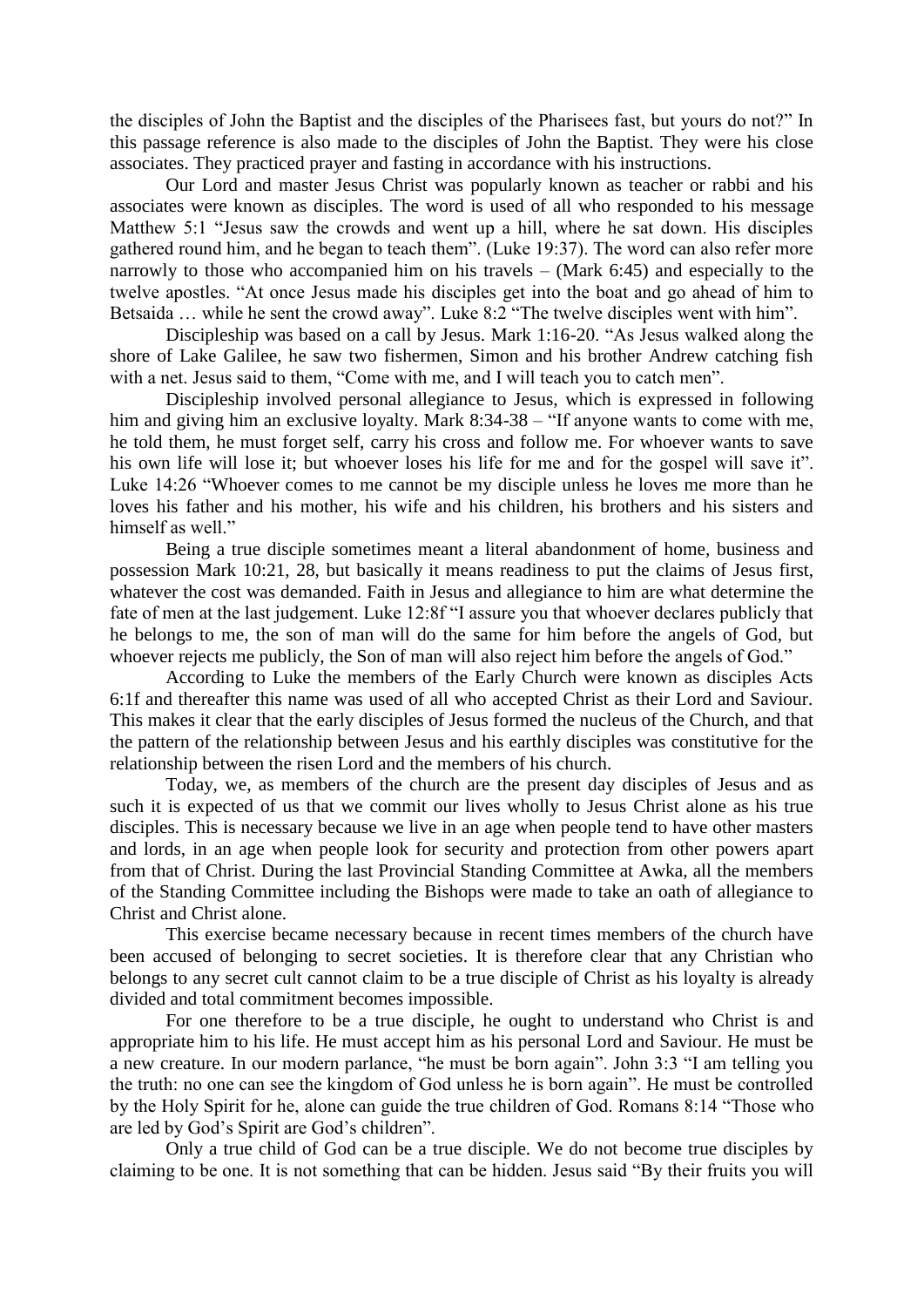the disciples of John the Baptist and the disciples of the Pharisees fast, but yours do not?" In this passage reference is also made to the disciples of John the Baptist. They were his close associates. They practiced prayer and fasting in accordance with his instructions.

Our Lord and master Jesus Christ was popularly known as teacher or rabbi and his associates were known as disciples. The word is used of all who responded to his message Matthew 5:1 "Jesus saw the crowds and went up a hill, where he sat down. His disciples gathered round him, and he began to teach them". (Luke 19:37). The word can also refer more narrowly to those who accompanied him on his travels – (Mark 6:45) and especially to the twelve apostles. "At once Jesus made his disciples get into the boat and go ahead of him to Betsaida … while he sent the crowd away". Luke 8:2 "The twelve disciples went with him".

Discipleship was based on a call by Jesus. Mark 1:16-20. "As Jesus walked along the shore of Lake Galilee, he saw two fishermen, Simon and his brother Andrew catching fish with a net. Jesus said to them, "Come with me, and I will teach you to catch men".

Discipleship involved personal allegiance to Jesus, which is expressed in following him and giving him an exclusive loyalty. Mark 8:34-38 – "If anyone wants to come with me, he told them, he must forget self, carry his cross and follow me. For whoever wants to save his own life will lose it; but whoever loses his life for me and for the gospel will save it". Luke 14:26 "Whoever comes to me cannot be my disciple unless he loves me more than he loves his father and his mother, his wife and his children, his brothers and his sisters and himself as well."

Being a true disciple sometimes meant a literal abandonment of home, business and possession Mark 10:21, 28, but basically it means readiness to put the claims of Jesus first, whatever the cost was demanded. Faith in Jesus and allegiance to him are what determine the fate of men at the last judgement. Luke 12:8f "I assure you that whoever declares publicly that he belongs to me, the son of man will do the same for him before the angels of God, but whoever rejects me publicly, the Son of man will also reject him before the angels of God."

According to Luke the members of the Early Church were known as disciples Acts 6:1f and thereafter this name was used of all who accepted Christ as their Lord and Saviour. This makes it clear that the early disciples of Jesus formed the nucleus of the Church, and that the pattern of the relationship between Jesus and his earthly disciples was constitutive for the relationship between the risen Lord and the members of his church.

Today, we, as members of the church are the present day disciples of Jesus and as such it is expected of us that we commit our lives wholly to Jesus Christ alone as his true disciples. This is necessary because we live in an age when people tend to have other masters and lords, in an age when people look for security and protection from other powers apart from that of Christ. During the last Provincial Standing Committee at Awka, all the members of the Standing Committee including the Bishops were made to take an oath of allegiance to Christ and Christ alone.

This exercise became necessary because in recent times members of the church have been accused of belonging to secret societies. It is therefore clear that any Christian who belongs to any secret cult cannot claim to be a true disciple of Christ as his loyalty is already divided and total commitment becomes impossible.

For one therefore to be a true disciple, he ought to understand who Christ is and appropriate him to his life. He must accept him as his personal Lord and Saviour. He must be a new creature. In our modern parlance, "he must be born again". John 3:3 "I am telling you the truth: no one can see the kingdom of God unless he is born again". He must be controlled by the Holy Spirit for he, alone can guide the true children of God. Romans 8:14 "Those who are led by God's Spirit are God's children".

Only a true child of God can be a true disciple. We do not become true disciples by claiming to be one. It is not something that can be hidden. Jesus said "By their fruits you will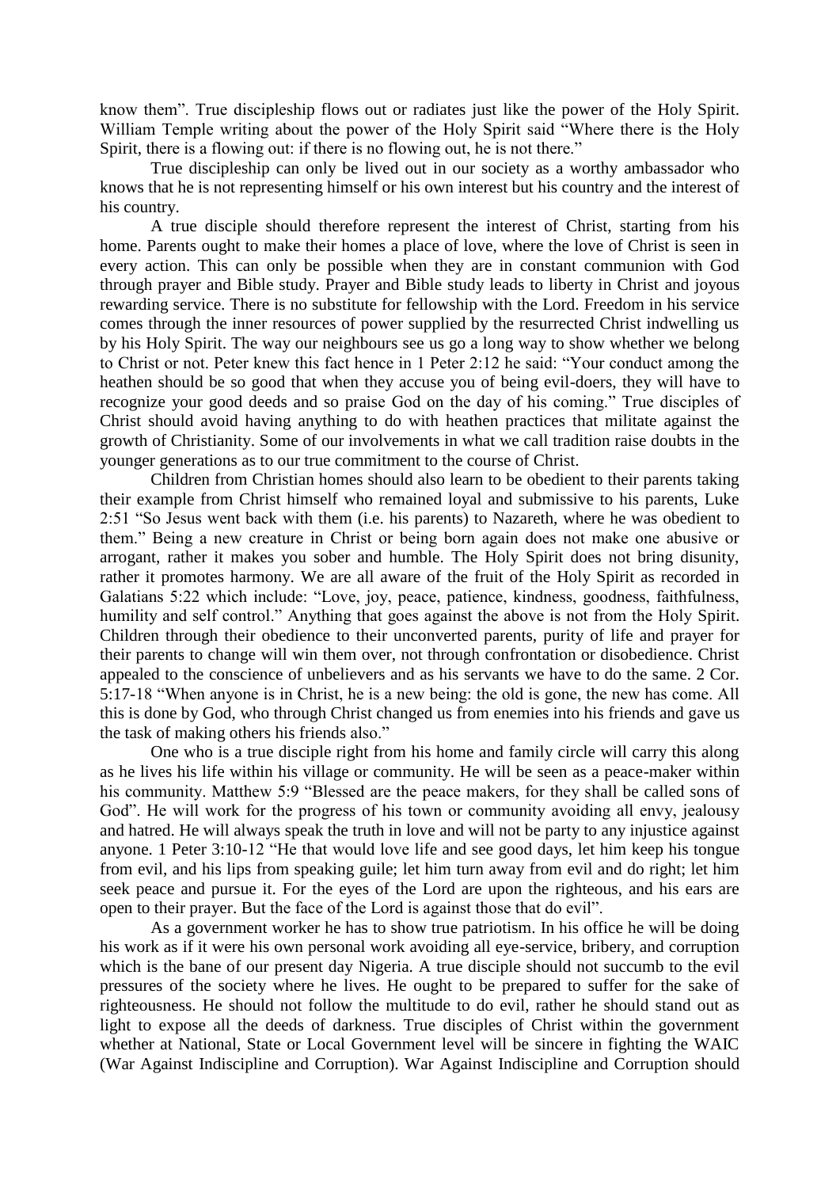know them". True discipleship flows out or radiates just like the power of the Holy Spirit. William Temple writing about the power of the Holy Spirit said "Where there is the Holy Spirit, there is a flowing out: if there is no flowing out, he is not there."

True discipleship can only be lived out in our society as a worthy ambassador who knows that he is not representing himself or his own interest but his country and the interest of his country.

A true disciple should therefore represent the interest of Christ, starting from his home. Parents ought to make their homes a place of love, where the love of Christ is seen in every action. This can only be possible when they are in constant communion with God through prayer and Bible study. Prayer and Bible study leads to liberty in Christ and joyous rewarding service. There is no substitute for fellowship with the Lord. Freedom in his service comes through the inner resources of power supplied by the resurrected Christ indwelling us by his Holy Spirit. The way our neighbours see us go a long way to show whether we belong to Christ or not. Peter knew this fact hence in 1 Peter 2:12 he said: "Your conduct among the heathen should be so good that when they accuse you of being evil-doers, they will have to recognize your good deeds and so praise God on the day of his coming." True disciples of Christ should avoid having anything to do with heathen practices that militate against the growth of Christianity. Some of our involvements in what we call tradition raise doubts in the younger generations as to our true commitment to the course of Christ.

Children from Christian homes should also learn to be obedient to their parents taking their example from Christ himself who remained loyal and submissive to his parents, Luke 2:51 "So Jesus went back with them (i.e. his parents) to Nazareth, where he was obedient to them." Being a new creature in Christ or being born again does not make one abusive or arrogant, rather it makes you sober and humble. The Holy Spirit does not bring disunity, rather it promotes harmony. We are all aware of the fruit of the Holy Spirit as recorded in Galatians 5:22 which include: "Love, joy, peace, patience, kindness, goodness, faithfulness, humility and self control." Anything that goes against the above is not from the Holy Spirit. Children through their obedience to their unconverted parents, purity of life and prayer for their parents to change will win them over, not through confrontation or disobedience. Christ appealed to the conscience of unbelievers and as his servants we have to do the same. 2 Cor. 5:17-18 "When anyone is in Christ, he is a new being: the old is gone, the new has come. All this is done by God, who through Christ changed us from enemies into his friends and gave us the task of making others his friends also."

One who is a true disciple right from his home and family circle will carry this along as he lives his life within his village or community. He will be seen as a peace-maker within his community. Matthew 5:9 "Blessed are the peace makers, for they shall be called sons of God". He will work for the progress of his town or community avoiding all envy, jealousy and hatred. He will always speak the truth in love and will not be party to any injustice against anyone. 1 Peter 3:10-12 "He that would love life and see good days, let him keep his tongue from evil, and his lips from speaking guile; let him turn away from evil and do right; let him seek peace and pursue it. For the eyes of the Lord are upon the righteous, and his ears are open to their prayer. But the face of the Lord is against those that do evil".

As a government worker he has to show true patriotism. In his office he will be doing his work as if it were his own personal work avoiding all eye-service, bribery, and corruption which is the bane of our present day Nigeria. A true disciple should not succumb to the evil pressures of the society where he lives. He ought to be prepared to suffer for the sake of righteousness. He should not follow the multitude to do evil, rather he should stand out as light to expose all the deeds of darkness. True disciples of Christ within the government whether at National, State or Local Government level will be sincere in fighting the WAIC (War Against Indiscipline and Corruption). War Against Indiscipline and Corruption should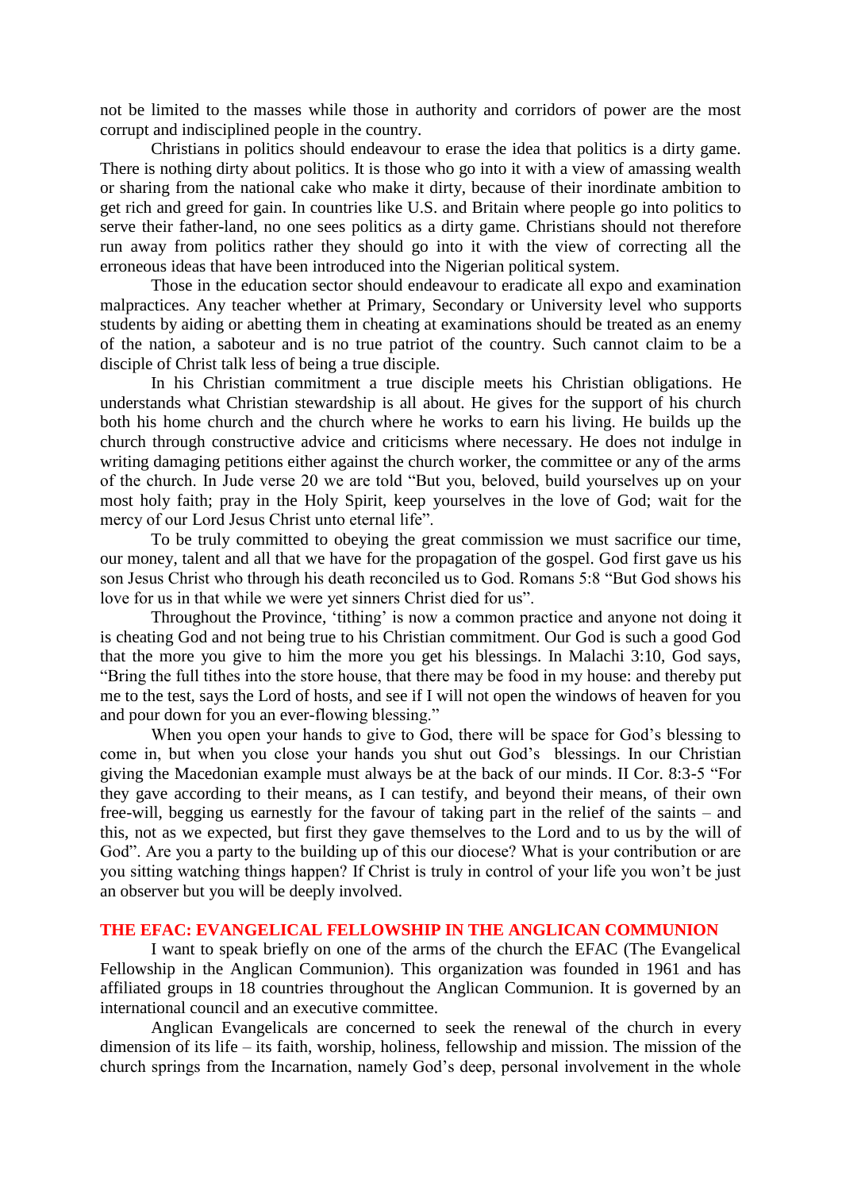not be limited to the masses while those in authority and corridors of power are the most corrupt and indisciplined people in the country.

Christians in politics should endeavour to erase the idea that politics is a dirty game. There is nothing dirty about politics. It is those who go into it with a view of amassing wealth or sharing from the national cake who make it dirty, because of their inordinate ambition to get rich and greed for gain. In countries like U.S. and Britain where people go into politics to serve their father-land, no one sees politics as a dirty game. Christians should not therefore run away from politics rather they should go into it with the view of correcting all the erroneous ideas that have been introduced into the Nigerian political system.

Those in the education sector should endeavour to eradicate all expo and examination malpractices. Any teacher whether at Primary, Secondary or University level who supports students by aiding or abetting them in cheating at examinations should be treated as an enemy of the nation, a saboteur and is no true patriot of the country. Such cannot claim to be a disciple of Christ talk less of being a true disciple.

In his Christian commitment a true disciple meets his Christian obligations. He understands what Christian stewardship is all about. He gives for the support of his church both his home church and the church where he works to earn his living. He builds up the church through constructive advice and criticisms where necessary. He does not indulge in writing damaging petitions either against the church worker, the committee or any of the arms of the church. In Jude verse 20 we are told "But you, beloved, build yourselves up on your most holy faith; pray in the Holy Spirit, keep yourselves in the love of God; wait for the mercy of our Lord Jesus Christ unto eternal life".

To be truly committed to obeying the great commission we must sacrifice our time, our money, talent and all that we have for the propagation of the gospel. God first gave us his son Jesus Christ who through his death reconciled us to God. Romans 5:8 "But God shows his love for us in that while we were yet sinners Christ died for us".

Throughout the Province, 'tithing' is now a common practice and anyone not doing it is cheating God and not being true to his Christian commitment. Our God is such a good God that the more you give to him the more you get his blessings. In Malachi 3:10, God says, "Bring the full tithes into the store house, that there may be food in my house: and thereby put me to the test, says the Lord of hosts, and see if I will not open the windows of heaven for you and pour down for you an ever-flowing blessing."

When you open your hands to give to God, there will be space for God's blessing to come in, but when you close your hands you shut out God's blessings. In our Christian giving the Macedonian example must always be at the back of our minds. II Cor. 8:3-5 "For they gave according to their means, as I can testify, and beyond their means, of their own free-will, begging us earnestly for the favour of taking part in the relief of the saints – and this, not as we expected, but first they gave themselves to the Lord and to us by the will of God". Are you a party to the building up of this our diocese? What is your contribution or are you sitting watching things happen? If Christ is truly in control of your life you won't be just an observer but you will be deeply involved.

## THE EFAC: EVANGELICAL FELLOWSHIP IN THE ANGLICAN COMMUNION

I want to speak briefly on one of the arms of the church the EFAC (The Evangelical Fellowship in the Anglican Communion). This organization was founded in 1961 and has affiliated groups in 18 countries throughout the Anglican Communion. It is governed by an international council and an executive committee.

Anglican Evangelicals are concerned to seek the renewal of the church in every dimension of its life – its faith, worship, holiness, fellowship and mission. The mission of the church springs from the Incarnation, namely God's deep, personal involvement in the whole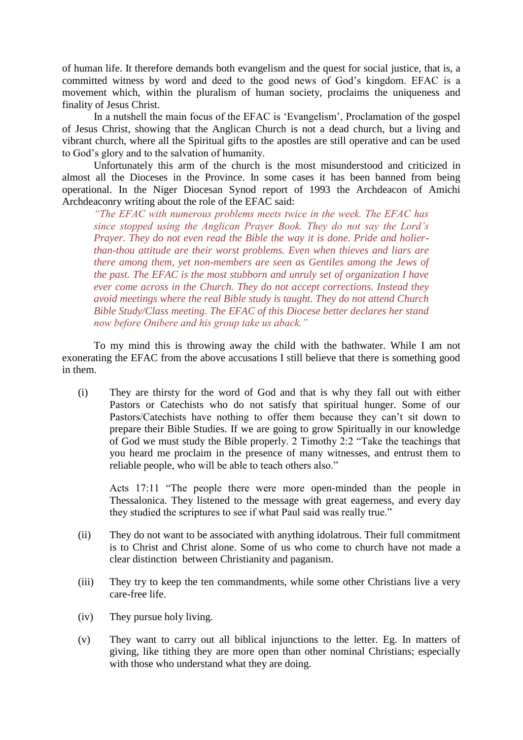of human life. It therefore demands both evangelism and the quest for social justice, that is, a committed witness by word and deed to the good news of God's kingdom. EFAC is a movement which, within the pluralism of human society, proclaims the uniqueness and finality of Jesus Christ.

In a nutshell the main focus of the EFAC is 'Evangelism', Proclamation of the gospel of Jesus Christ, showing that the Anglican Church is not a dead church, but a living and vibrant church, where all the Spiritual gifts to the apostles are still operative and can be used to God's glory and to the salvation of humanity.

Unfortunately this arm of the church is the most misunderstood and criticized in almost all the Dioceses in the Province. In some cases it has been banned from being operational. In the Niger Diocesan Synod report of 1993 the Archdeacon of Amichi Archdeaconry writing about the role of the EFAC said:

> *"The EFAC with numerous problems meets twice in the week. The EFAC has since stopped using the Anglican Prayer Book. They do not say the Lord's Prayer. They do not even read the Bible the way it is done. Pride and holier-than-thou attitude are their worst problems. Even when thieves and liars are there among them, yet non-members are seen as Gentiles among the Jews of the past. The EFAC is the most stubborn and unruly set of organization I have ever come across in the Church. They do not accept corrections. Instead they avoid meetings where the real Bible study is taught. They do not attend Church Bible Study/Class meeting. The EFAC of this Diocese better declares her stand now before Onibere and his group take us aback."*

To my mind this is throwing away the child with the bathwater. While I am not exonerating the EFAC from the above accusations I still believe that there is something good in them.

(i) They are thirsty for the word of God and that is why they fall out with either Pastors or Catechists who do not satisfy that spiritual hunger. Some of our Pastors/Catechists have nothing to offer them because they can't sit down to prepare their Bible Studies. If we are going to grow Spiritually in our knowledge of God we must study the Bible properly. 2 Timothy 2:2 "Take the teachings that you heard me proclaim in the presence of many witnesses, and entrust them to reliable people, who will be able to teach others also."

    Acts 17:11 "The people there were more open-minded than the people in Thessalonica. They listened to the message with great eagerness, and every day they studied the scriptures to see if what Paul said was really true."

(ii) They do not want to be associated with anything idolatrous. Their full commitment is to Christ and Christ alone. Some of us who come to church have not made a clear distinction between Christianity and paganism.

(iii) They try to keep the ten commandments, while some other Christians live a very care-free life.

(iv) They pursue holy living.

(v) They want to carry out all biblical injunctions to the letter. Eg. In matters of giving, like tithing they are more open than other nominal Christians; especially with those who understand what they are doing.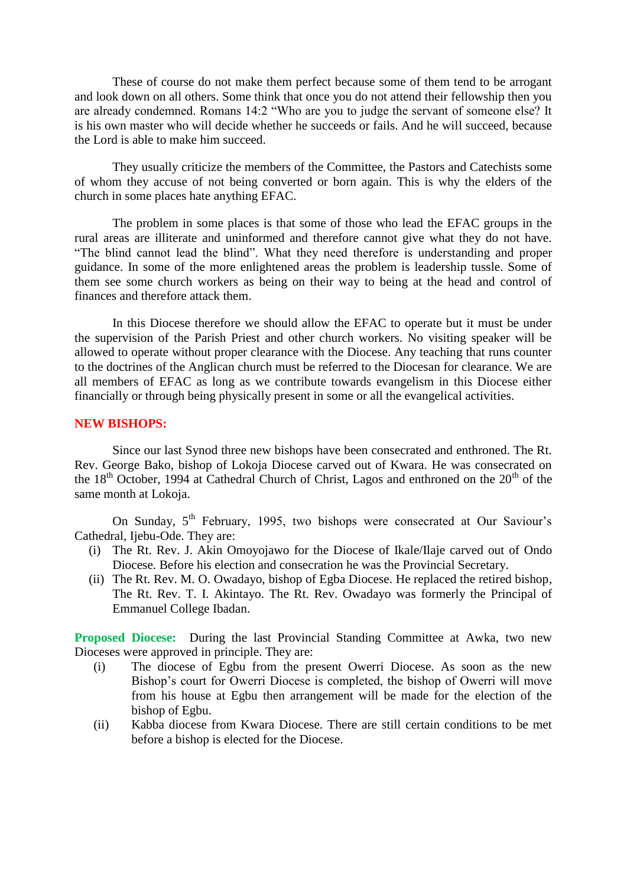These of course do not make them perfect because some of them tend to be arrogant and look down on all others. Some think that once you do not attend their fellowship then you are already condemned. Romans 14:2 "Who are you to judge the servant of someone else? It is his own master who will decide whether he succeeds or fails. And he will succeed, because the Lord is able to make him succeed.

They usually criticize the members of the Committee, the Pastors and Catechists some of whom they accuse of not being converted or born again. This is why the elders of the church in some places hate anything EFAC.

The problem in some places is that some of those who lead the EFAC groups in the rural areas are illiterate and uninformed and therefore cannot give what they do not have. "The blind cannot lead the blind". What they need therefore is understanding and proper guidance. In some of the more enlightened areas the problem is leadership tussle. Some of them see some church workers as being on their way to being at the head and control of finances and therefore attack them.

In this Diocese therefore we should allow the EFAC to operate but it must be under the supervision of the Parish Priest and other church workers. No visiting speaker will be allowed to operate without proper clearance with the Diocese. Any teaching that runs counter to the doctrines of the Anglican church must be referred to the Diocesan for clearance. We are all members of EFAC as long as we contribute towards evangelism in this Diocese either financially or through being physically present in some or all the evangelical activities.

**NEW BISHOPS:**

Since our last Synod three new bishops have been consecrated and enthroned. The Rt. Rev. George Bako, bishop of Lokoja Diocese carved out of Kwara. He was consecrated on the 18th October, 1994 at Cathedral Church of Christ, Lagos and enthroned on the 20th of the same month at Lokoja.

On Sunday, 5th February, 1995, two bishops were consecrated at Our Saviour's Cathedral, Ijebu-Ode. They are:

(i) The Rt. Rev. J. Akin Omoyojawo for the Diocese of Ikale/Ilaje carved out of Ondo Diocese. Before his election and consecration he was the Provincial Secretary.

(ii) The Rt. Rev. M. O. Owadayo, bishop of Egba Diocese. He replaced the retired bishop, The Rt. Rev. T. I. Akintayo. The Rt. Rev. Owadayo was formerly the Principal of Emmanuel College Ibadan.

**Proposed Diocese:** During the last Provincial Standing Committee at Awka, two new Dioceses were approved in principle. They are:

(i) The diocese of Egbu from the present Owerri Diocese. As soon as the new Bishop's court for Owerri Diocese is completed, the bishop of Owerri will move from his house at Egbu then arrangement will be made for the election of the bishop of Egbu.

(ii) Kabba diocese from Kwara Diocese. There are still certain conditions to be met before a bishop is elected for the Diocese.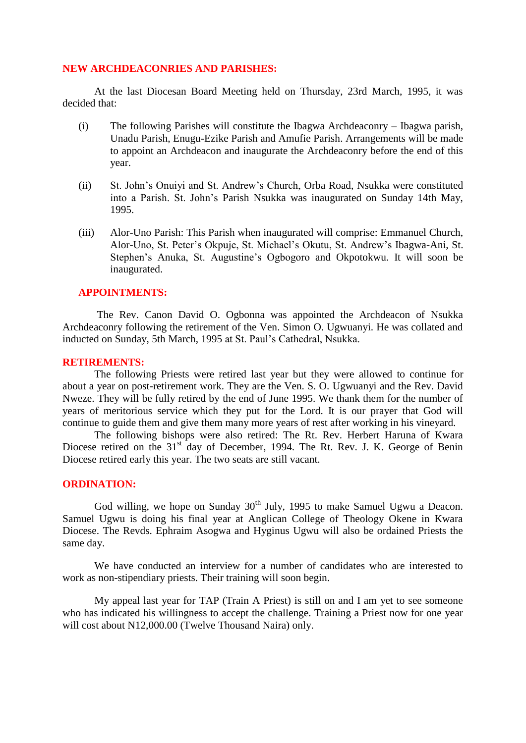## NEW ARCHDEACONRIES AND PARISHES:

At the last Diocesan Board Meeting held on Thursday, 23rd March, 1995, it was decided that:

(i) The following Parishes will constitute the Ibagwa Archdeaconry – Ibagwa parish, Unadu Parish, Enugu-Ezike Parish and Amufie Parish. Arrangements will be made to appoint an Archdeacon and inaugurate the Archdeaconry before the end of this year.

(ii) St. John's Onuiyi and St. Andrew's Church, Orba Road, Nsukka were constituted into a Parish. St. John's Parish Nsukka was inaugurated on Sunday 14th May, 1995.

(iii) Alor-Uno Parish: This Parish when inaugurated will comprise: Emmanuel Church, Alor-Uno, St. Peter's Okpuje, St. Michael's Okutu, St. Andrew's Ibagwa-Ani, St. Stephen's Anuka, St. Augustine's Ogbogoro and Okpotokwu. It will soon be inaugurated.

## APPOINTMENTS:

The Rev. Canon David O. Ogbonna was appointed the Archdeacon of Nsukka Archdeaconry following the retirement of the Ven. Simon O. Ugwuanyi. He was collated and inducted on Sunday, 5th March, 1995 at St. Paul's Cathedral, Nsukka.

## RETIREMENTS:

The following Priests were retired last year but they were allowed to continue for about a year on post-retirement work. They are the Ven. S. O. Ugwuanyi and the Rev. David Nweze. They will be fully retired by the end of June 1995. We thank them for the number of years of meritorious service which they put for the Lord. It is our prayer that God will continue to guide them and give them many more years of rest after working in his vineyard.

The following bishops were also retired: The Rt. Rev. Herbert Haruna of Kwara Diocese retired on the 31st day of December, 1994. The Rt. Rev. J. K. George of Benin Diocese retired early this year. The two seats are still vacant.

## ORDINATION:

God willing, we hope on Sunday 30th July, 1995 to make Samuel Ugwu a Deacon. Samuel Ugwu is doing his final year at Anglican College of Theology Okene in Kwara Diocese. The Revds. Ephraim Asogwa and Hyginus Ugwu will also be ordained Priests the same day.

We have conducted an interview for a number of candidates who are interested to work as non-stipendiary priests. Their training will soon begin.

My appeal last year for TAP (Train A Priest) is still on and I am yet to see someone who has indicated his willingness to accept the challenge. Training a Priest now for one year will cost about N12,000.00 (Twelve Thousand Naira) only.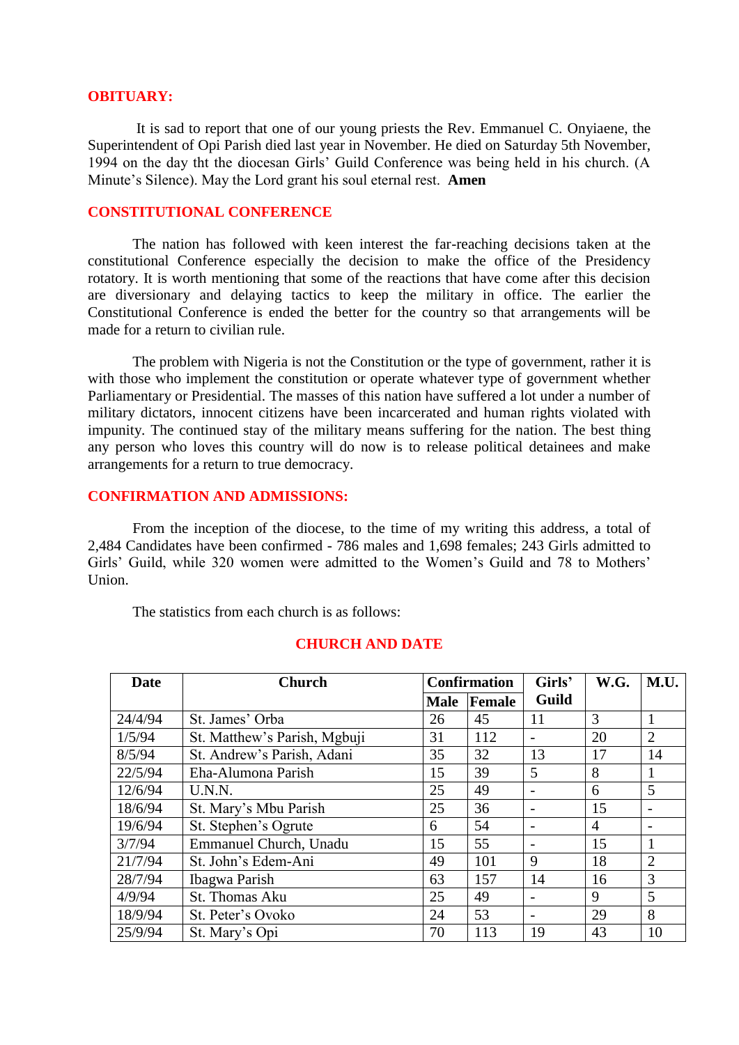## OBITUARY:

It is sad to report that one of our young priests the Rev. Emmanuel C. Onyiaene, the Superintendent of Opi Parish died last year in November. He died on Saturday 5th November, 1994 on the day tht the diocesan Girls' Guild Conference was being held in his church. (A Minute's Silence). May the Lord grant his soul eternal rest. **Amen**

## CONSTITUTIONAL CONFERENCE

The nation has followed with keen interest the far-reaching decisions taken at the constitutional Conference especially the decision to make the office of the Presidency rotatory. It is worth mentioning that some of the reactions that have come after this decision are diversionary and delaying tactics to keep the military in office. The earlier the Constitutional Conference is ended the better for the country so that arrangements will be made for a return to civilian rule.

The problem with Nigeria is not the Constitution or the type of government, rather it is with those who implement the constitution or operate whatever type of government whether Parliamentary or Presidential. The masses of this nation have suffered a lot under a number of military dictators, innocent citizens have been incarcerated and human rights violated with impunity. The continued stay of the military means suffering for the nation. The best thing any person who loves this country will do now is to release political detainees and make arrangements for a return to true democracy.

## CONFIRMATION AND ADMISSIONS:

From the inception of the diocese, to the time of my writing this address, a total of 2,484 Candidates have been confirmed - 786 males and 1,698 females; 243 Girls admitted to Girls' Guild, while 320 women were admitted to the Women's Guild and 78 to Mothers' Union.

The statistics from each church is as follows:

### CHURCH AND DATE

| Date | Church | Confirmation | | Girls' Guild | W.G. | M.U. |
|---|---|---|---|---|---|---|
| | | Male | Female | | | |
| 24/4/94 | St. James' Orba | 26 | 45 | 11 | 3 | 1 |
| 1/5/94 | St. Matthew's Parish, Mgbuji | 31 | 112 | - | 20 | 2 |
| 8/5/94 | St. Andrew's Parish, Adani | 35 | 32 | 13 | 17 | 14 |
| 22/5/94 | Eha-Alumona Parish | 15 | 39 | 5 | 8 | 1 |
| 12/6/94 | U.N.N. | 25 | 49 | - | 6 | 5 |
| 18/6/94 | St. Mary's Mbu Parish | 25 | 36 | - | 15 | - |
| 19/6/94 | St. Stephen's Ogrute | 6 | 54 | - | 4 | - |
| 3/7/94 | Emmanuel Church, Unadu | 15 | 55 | - | 15 | 1 |
| 21/7/94 | St. John's Edem-Ani | 49 | 101 | 9 | 18 | 2 |
| 28/7/94 | Ibagwa Parish | 63 | 157 | 14 | 16 | 3 |
| 4/9/94 | St. Thomas Aku | 25 | 49 | - | 9 | 5 |
| 18/9/94 | St. Peter's Ovoko | 24 | 53 | - | 29 | 8 |
| 25/9/94 | St. Mary's Opi | 70 | 113 | 19 | 43 | 10 |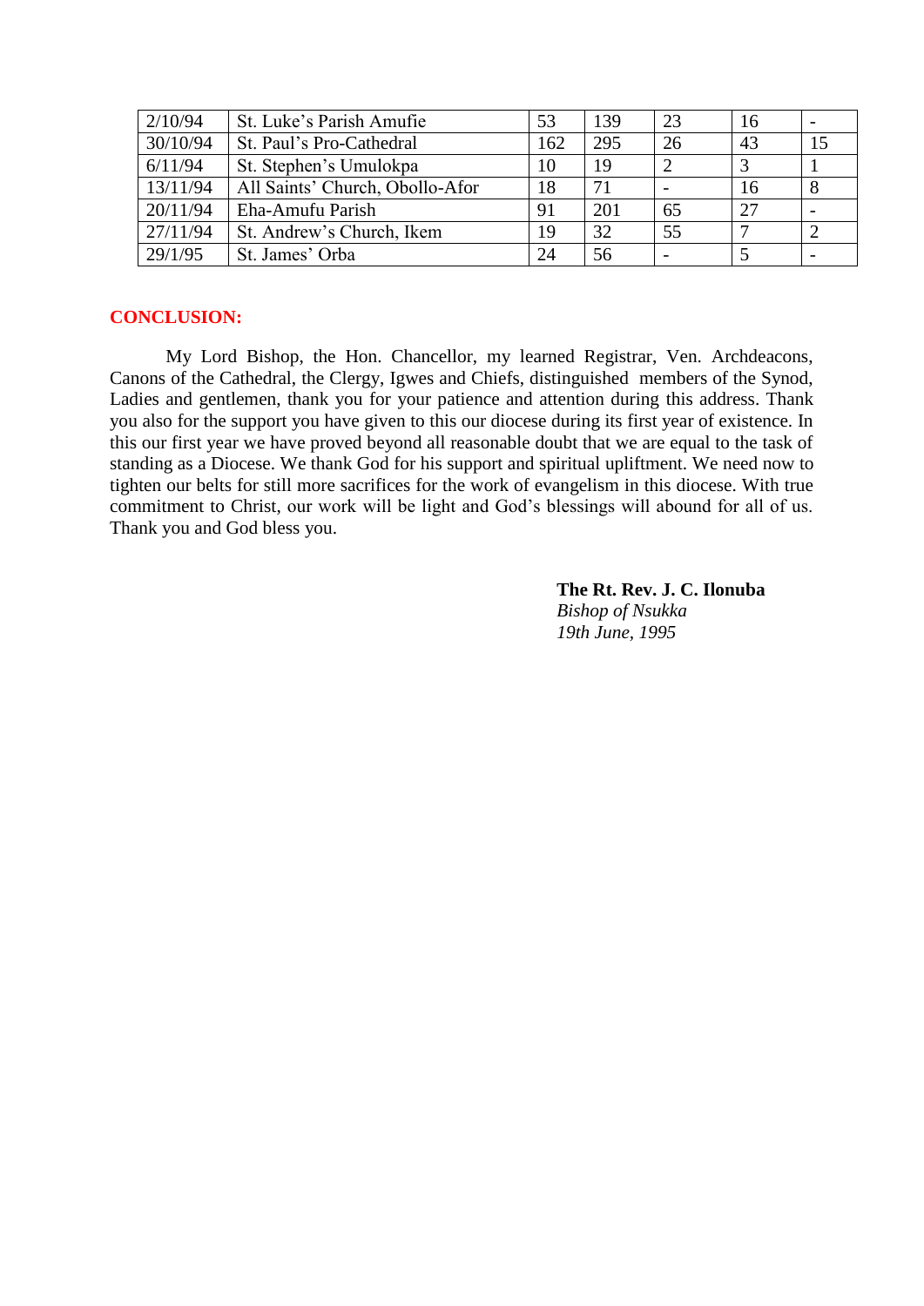| | | | | | | |
|---|---|---|---|---|---|---|
| 2/10/94 | St. Luke's Parish Amufie | 53 | 139 | 23 | 16 | - |
| 30/10/94 | St. Paul's Pro-Cathedral | 162 | 295 | 26 | 43 | 15 |
| 6/11/94 | St. Stephen's Umulokpa | 10 | 19 | 2 | 3 | 1 |
| 13/11/94 | All Saints' Church, Obollo-Afor | 18 | 71 | - | 16 | 8 |
| 20/11/94 | Eha-Amufu Parish | 91 | 201 | 65 | 27 | - |
| 27/11/94 | St. Andrew's Church, Ikem | 19 | 32 | 55 | 7 | 2 |
| 29/1/95 | St. James' Orba | 24 | 56 | - | 5 | - |

## CONCLUSION:

My Lord Bishop, the Hon. Chancellor, my learned Registrar, Ven. Archdeacons, Canons of the Cathedral, the Clergy, Igwes and Chiefs, distinguished members of the Synod, Ladies and gentlemen, thank you for your patience and attention during this address. Thank you also for the support you have given to this our diocese during its first year of existence. In this our first year we have proved beyond all reasonable doubt that we are equal to the task of standing as a Diocese. We thank God for his support and spiritual upliftment. We need now to tighten our belts for still more sacrifices for the work of evangelism in this diocese. With true commitment to Christ, our work will be light and God's blessings will abound for all of us. Thank you and God bless you.

**The Rt. Rev. J. C. Ilonuba**
*Bishop of Nsukka*
*19th June, 1995*